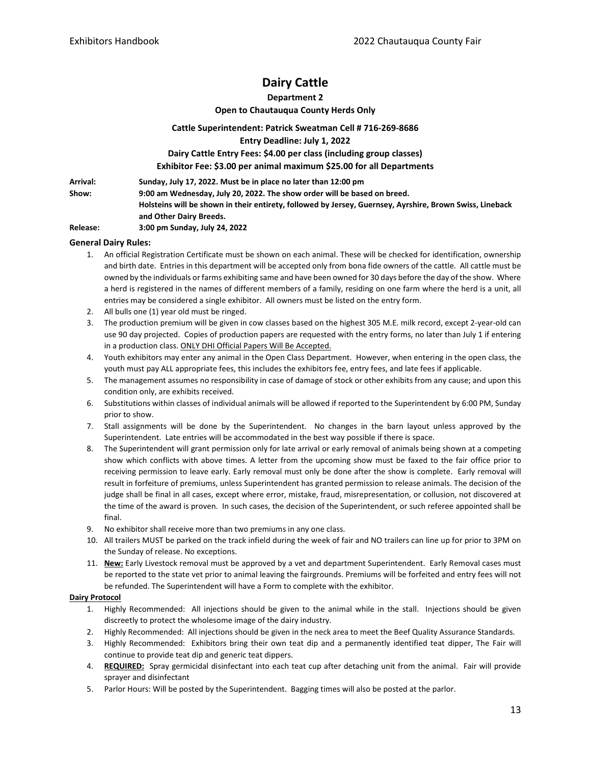# Dairy Cattle

**Department 2**

**Open to Chautauqua County Herds Only**

**Cattle Superintendent: Patrick Sweatman Cell # 716-269-8686**

**Entry Deadline: July 1, 2022**

**Dairy Cattle Entry Fees: $4.00 per class (including group classes)**

**Exhibitor Fee: $3.00 per animal maximum $25.00 for all Departments**

**Arrival:** **Sunday, July 17, 2022. Must be in place no later than 12:00 pm**

**Show:** **9:00 am Wednesday, July 20, 2022. The show order will be based on breed. Holsteins will be shown in their entirety, followed by Jersey, Guernsey, Ayrshire, Brown Swiss, Lineback and Other Dairy Breeds.**

**Release:** **3:00 pm Sunday, July 24, 2022**

### General Dairy Rules:

1. An official Registration Certificate must be shown on each animal. These will be checked for identification, ownership and birth date. Entries in this department will be accepted only from bona fide owners of the cattle. All cattle must be owned by the individuals or farms exhibiting same and have been owned for 30 days before the day of the show. Where a herd is registered in the names of different members of a family, residing on one farm where the herd is a unit, all entries may be considered a single exhibitor. All owners must be listed on the entry form.
2. All bulls one (1) year old must be ringed.
3. The production premium will be given in cow classes based on the highest 305 M.E. milk record, except 2-year-old can use 90 day projected. Copies of production papers are requested with the entry forms, no later than July 1 if entering in a production class. ONLY DHI Official Papers Will Be Accepted.
4. Youth exhibitors may enter any animal in the Open Class Department. However, when entering in the open class, the youth must pay ALL appropriate fees, this includes the exhibitors fee, entry fees, and late fees if applicable.
5. The management assumes no responsibility in case of damage of stock or other exhibits from any cause; and upon this condition only, are exhibits received.
6. Substitutions within classes of individual animals will be allowed if reported to the Superintendent by 6:00 PM, Sunday prior to show.
7. Stall assignments will be done by the Superintendent. No changes in the barn layout unless approved by the Superintendent. Late entries will be accommodated in the best way possible if there is space.
8. The Superintendent will grant permission only for late arrival or early removal of animals being shown at a competing show which conflicts with above times. A letter from the upcoming show must be faxed to the fair office prior to receiving permission to leave early. Early removal must only be done after the show is complete. Early removal will result in forfeiture of premiums, unless Superintendent has granted permission to release animals. The decision of the judge shall be final in all cases, except where error, mistake, fraud, misrepresentation, or collusion, not discovered at the time of the award is proven. In such cases, the decision of the Superintendent, or such referee appointed shall be final.
9. No exhibitor shall receive more than two premiums in any one class.
10. All trailers MUST be parked on the track infield during the week of fair and NO trailers can line up for prior to 3PM on the Sunday of release. No exceptions.
11. **New:** Early Livestock removal must be approved by a vet and department Superintendent. Early Removal cases must be reported to the state vet prior to animal leaving the fairgrounds. Premiums will be forfeited and entry fees will not be refunded. The Superintendent will have a Form to complete with the exhibitor.

**Dairy Protocol**

1. Highly Recommended: All injections should be given to the animal while in the stall. Injections should be given discreetly to protect the wholesome image of the dairy industry.
2. Highly Recommended: All injections should be given in the neck area to meet the Beef Quality Assurance Standards.
3. Highly Recommended: Exhibitors bring their own teat dip and a permanently identified teat dipper, The Fair will continue to provide teat dip and generic teat dippers.
4. **REQUIRED:** Spray germicidal disinfectant into each teat cup after detaching unit from the animal. Fair will provide sprayer and disinfectant
5. Parlor Hours: Will be posted by the Superintendent. Bagging times will also be posted at the parlor.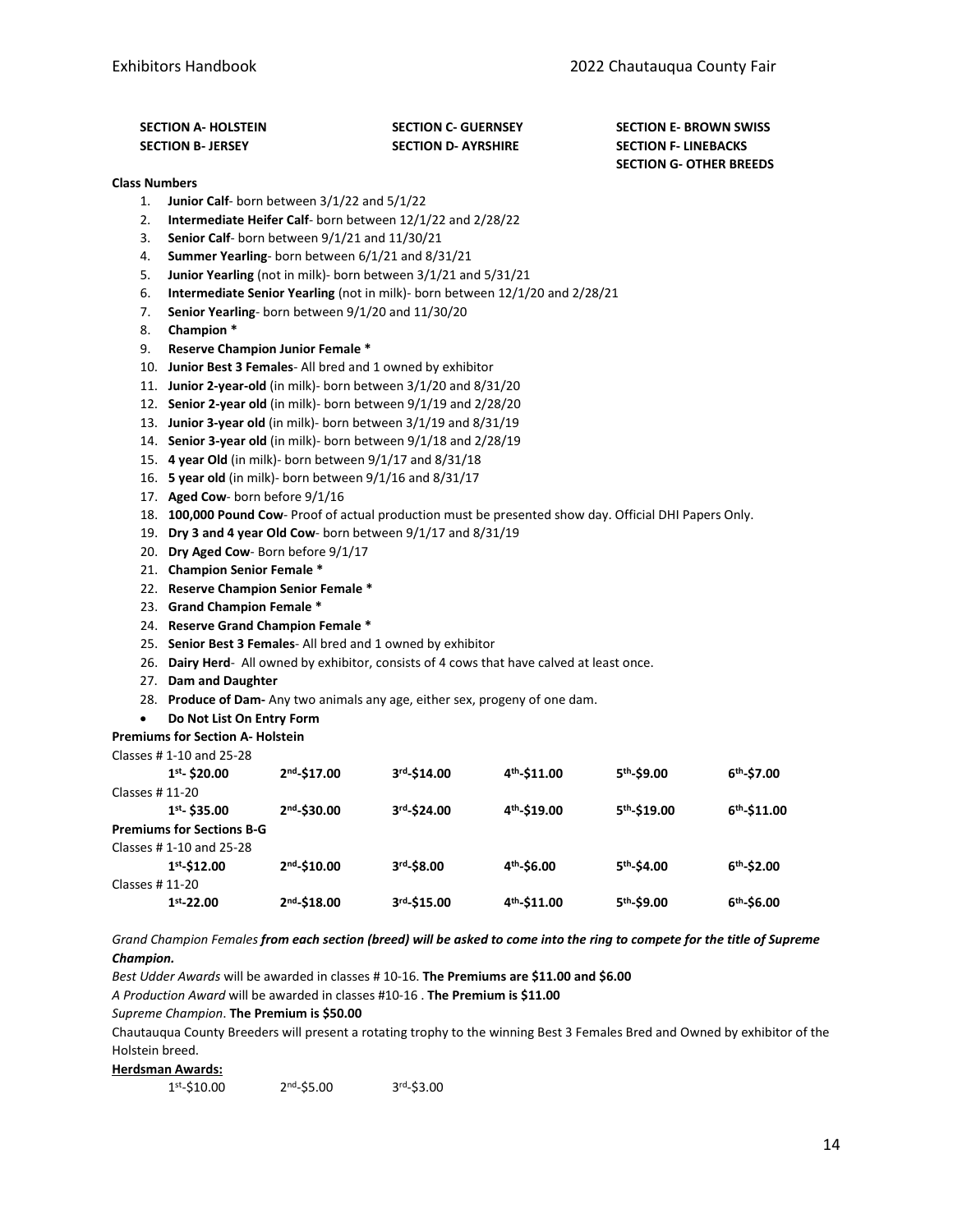**SECTION A- HOLSTEIN**
**SECTION B- JERSEY**
**SECTION C- GUERNSEY**
**SECTION D- AYRSHIRE**
**SECTION E- BROWN SWISS**
**SECTION F- LINEBACKS**
**SECTION G- OTHER BREEDS**

**Class Numbers**

1. **Junior Calf**- born between 3/1/22 and 5/1/22
2. **Intermediate Heifer Calf**- born between 12/1/22 and 2/28/22
3. **Senior Calf**- born between 9/1/21 and 11/30/21
4. **Summer Yearling**- born between 6/1/21 and 8/31/21
5. **Junior Yearling** (not in milk)- born between 3/1/21 and 5/31/21
6. **Intermediate Senior Yearling** (not in milk)- born between 12/1/20 and 2/28/21
7. **Senior Yearling**- born between 9/1/20 and 11/30/20
8. **Champion ***
9. **Reserve Champion Junior Female ***
10. **Junior Best 3 Females**- All bred and 1 owned by exhibitor
11. **Junior 2-year-old** (in milk)- born between 3/1/20 and 8/31/20
12. **Senior 2-year old** (in milk)- born between 9/1/19 and 2/28/20
13. **Junior 3-year old** (in milk)- born between 3/1/19 and 8/31/19
14. **Senior 3-year old** (in milk)- born between 9/1/18 and 2/28/19
15. **4 year Old** (in milk)- born between 9/1/17 and 8/31/18
16. **5 year old** (in milk)- born between 9/1/16 and 8/31/17
17. **Aged Cow**- born before 9/1/16
18. **100,000 Pound Cow**- Proof of actual production must be presented show day. Official DHI Papers Only.
19. **Dry 3 and 4 year Old Cow**- born between 9/1/17 and 8/31/19
20. **Dry Aged Cow**- Born before 9/1/17
21. **Champion Senior Female ***
22. **Reserve Champion Senior Female ***
23. **Grand Champion Female ***
24. **Reserve Grand Champion Female ***
25. **Senior Best 3 Females**- All bred and 1 owned by exhibitor
26. **Dairy Herd**- All owned by exhibitor, consists of 4 cows that have calved at least once.
27. **Dam and Daughter**
28. **Produce of Dam-** Any two animals any age, either sex, progeny of one dam.

- **Do Not List On Entry Form**

**Premiums for Section A- Holstein**

Classes # 1-10 and 25-28

| 1st- $20.00 | 2nd-$17.00 | 3rd-$14.00 | 4th-$11.00 | 5th-$9.00 | 6th-$7.00 |
|---|---|---|---|---|---|

Classes # 11-20

| 1st- $35.00 | 2nd-$30.00 | 3rd-$24.00 | 4th-$19.00 | 5th-$19.00 | 6th-$11.00 |
|---|---|---|---|---|---|

**Premiums for Sections B-G**

Classes # 1-10 and 25-28

| 1st-$12.00 | 2nd-$10.00 | 3rd-$8.00 | 4th-$6.00 | 5th-$4.00 | 6th-$2.00 |
|---|---|---|---|---|---|

Classes # 11-20

| 1st-22.00 | 2nd-$18.00 | 3rd-$15.00 | 4th-$11.00 | 5th-$9.00 | 6th-$6.00 |
|---|---|---|---|---|---|

*Grand Champion Females* ***from each section (breed) will be asked to come into the ring to compete for the title of Supreme Champion.***

*Best Udder Awards* will be awarded in classes # 10-16. **The Premiums are $11.00 and $6.00**

*A Production Award* will be awarded in classes #10-16 . **The Premium is $11.00**

*Supreme Champion*. **The Premium is $50.00**

Chautauqua County Breeders will present a rotating trophy to the winning Best 3 Females Bred and Owned by exhibitor of the Holstein breed.

**Herdsman Awards:**

| 1st-$10.00 | 2nd-$5.00 | 3rd-$3.00 |
|---|---|---|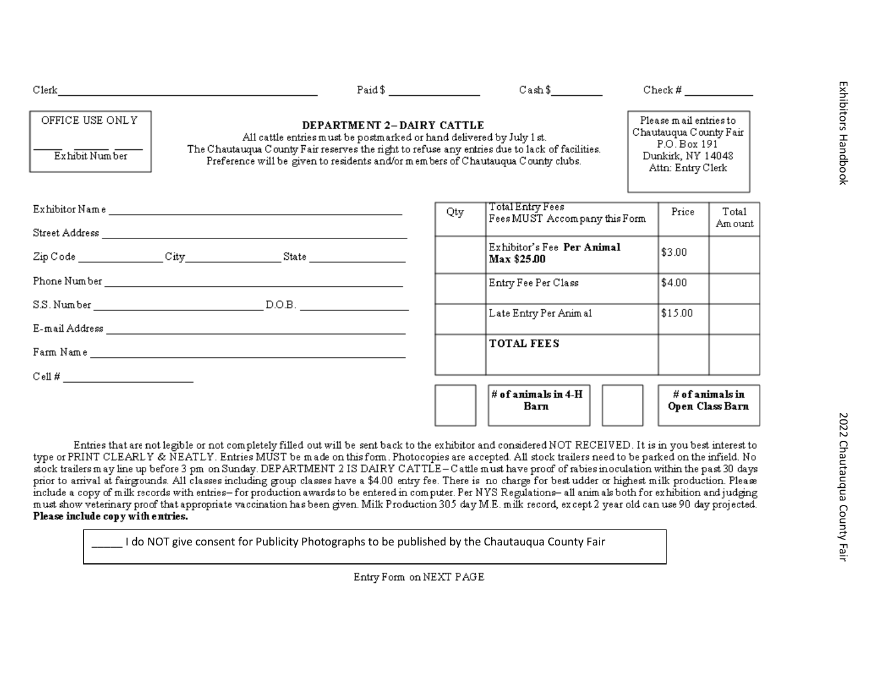Clerk\_\_\_\_\_\_\_\_\_\_\_\_\_\_\_\_\_\_\_\_\_\_\_\_\_\_\_\_\_\_ Paid $ \_\_\_\_\_\_\_\_\_\_\_\_ Cash $\_\_\_\_\_\_\_\_ Check # \_\_\_\_\_\_\_\_\_\_

OFFICE USE ONLY

\_\_\_\_\_ \_\_\_\_\_ \_\_\_\_\_
Exhibit Number

## DEPARTMENT 2 – DAIRY CATTLE

All cattle entries must be postmarked or hand delivered by July 1st.
The Chautauqua County Fair reserves the right to refuse any entries due to lack of facilities.
Preference will be given to residents and/or members of Chautauqua County clubs.

Please mail entries to
Chautauqua County Fair
P.O. Box 191
Dunkirk, NY 14048
Attn: Entry Clerk

Exhibitor Name \_\_\_\_\_\_\_\_\_\_\_\_\_\_\_\_\_\_\_\_\_\_\_\_\_\_\_\_\_\_\_\_\_\_\_\_\_\_\_\_

Street Address \_\_\_\_\_\_\_\_\_\_\_\_\_\_\_\_\_\_\_\_\_\_\_\_\_\_\_\_\_\_\_\_\_\_\_\_\_\_\_\_

Zip Code \_\_\_\_\_\_\_\_\_\_\_\_ City\_\_\_\_\_\_\_\_\_\_\_\_\_\_ State \_\_\_\_\_\_\_\_\_\_\_\_

Phone Number \_\_\_\_\_\_\_\_\_\_\_\_\_\_\_\_\_\_\_\_\_\_\_\_\_\_\_\_\_\_\_\_\_\_\_\_\_\_\_\_

S.S. Number \_\_\_\_\_\_\_\_\_\_\_\_\_\_\_\_\_\_\_\_\_\_\_\_ D.O.B. \_\_\_\_\_\_\_\_\_\_\_\_\_\_\_

E-mail Address \_\_\_\_\_\_\_\_\_\_\_\_\_\_\_\_\_\_\_\_\_\_\_\_\_\_\_\_\_\_\_\_\_\_\_\_\_\_\_\_

Farm Name \_\_\_\_\_\_\_\_\_\_\_\_\_\_\_\_\_\_\_\_\_\_\_\_\_\_\_\_\_\_\_\_\_\_\_\_\_\_\_\_

Cell # \_\_\_\_\_\_\_\_\_\_\_\_\_\_\_\_\_\_\_\_

| Qty | Total Entry Fees Fees MUST Accompany this Form | Price | Total Amount |
|---|---|---|---|
| | Exhibitor's Fee **Per Animal Max $25.00** | $3.00 | |
| | Entry Fee Per Class | $4.00 | |
| | Late Entry Per Animal | $15.00 | |
| | **TOTAL FEES** | | |

| | **# of animals in 4-H Barn** | | **# of animals in Open Class Barn** |
|---|---|---|---|

Entries that are not legible or not completely filled out will be sent back to the exhibitor and considered NOT RECEIVED. It is in you best interest to type or PRINT CLEARLY & NEATLY. Entries MUST be made on this form. Photocopies are accepted. All stock trailers need to be parked on the infield. No stock trailers may line up before 3 pm on Sunday. DEPARTMENT 2 IS DAIRY CATTLE – Cattle must have proof of rabies inoculation within the past 30 days prior to arrival at fairgrounds. All classes including group classes have a $4.00 entry fee. There is no charge for best udder or highest milk production. Please include a copy of milk records with entries – for production awards to be entered in computer. Per NYS Regulations – all animals both for exhibition and judging must show veterinary proof that appropriate vaccination has been given. Milk Production 305 day M.E. milk record, except 2 year old can use 90 day projected. **Please include copy with entries.**

\_\_\_\_\_ I do NOT give consent for Publicity Photographs to be published by the Chautauqua County Fair

Entry Form on NEXT PAGE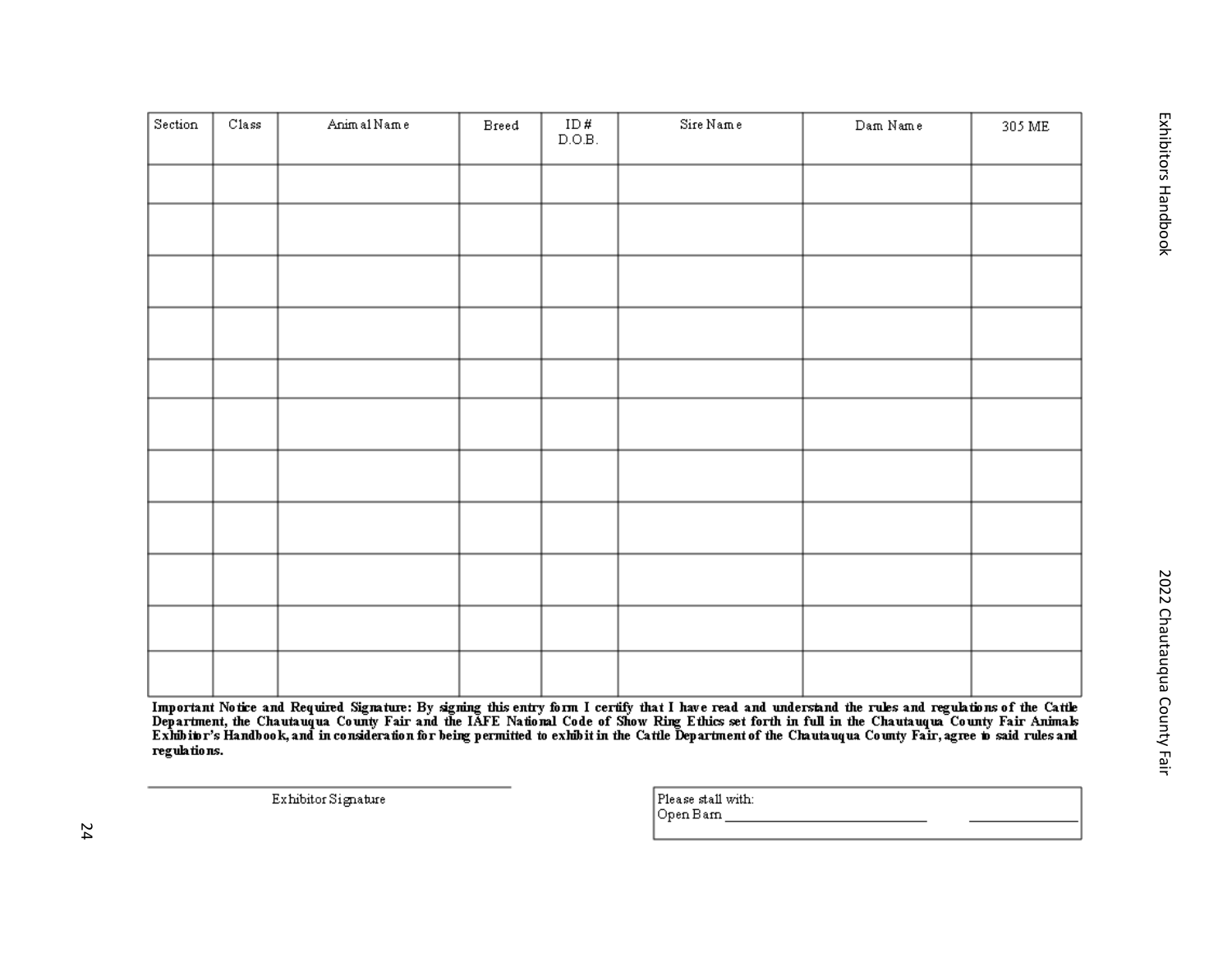| Section | Class | Animal Name | Breed | ID # D.O.B. | Sire Name | Dam Name | 305 ME |
|---|---|---|---|---|---|---|---|
| | | | | | | | |
| | | | | | | | |
| | | | | | | | |
| | | | | | | | |
| | | | | | | | |
| | | | | | | | |
| | | | | | | | |
| | | | | | | | |
| | | | | | | | |
| | | | | | | | |
| | | | | | | | |

**Important Notice and Required Signature: By signing this entry form I certify that I have read and understand the rules and regulations of the Cattle Department, the Chautauqua County Fair and the IAFE National Code of Show Ring Ethics set forth in full in the Chautauqua County Fair Animals Exhibitor's Handbook, and in consideration for being permitted to exhibit in the Cattle Department of the Chautauqua County Fair, agree to said rules and regulations.**

\_\_\_\_\_\_\_\_\_\_\_\_\_\_\_\_\_\_\_\_\_\_\_\_\_\_\_\_\_\_\_\_\_\_\_\_\_\_\_\_

Exhibitor Signature

Please stall with:
Open Barn \_\_\_\_\_\_\_\_\_\_\_\_\_\_\_\_\_\_\_\_\_\_\_\_\_\_\_\_ \_\_\_\_\_\_\_\_\_\_\_\_\_\_\_\_